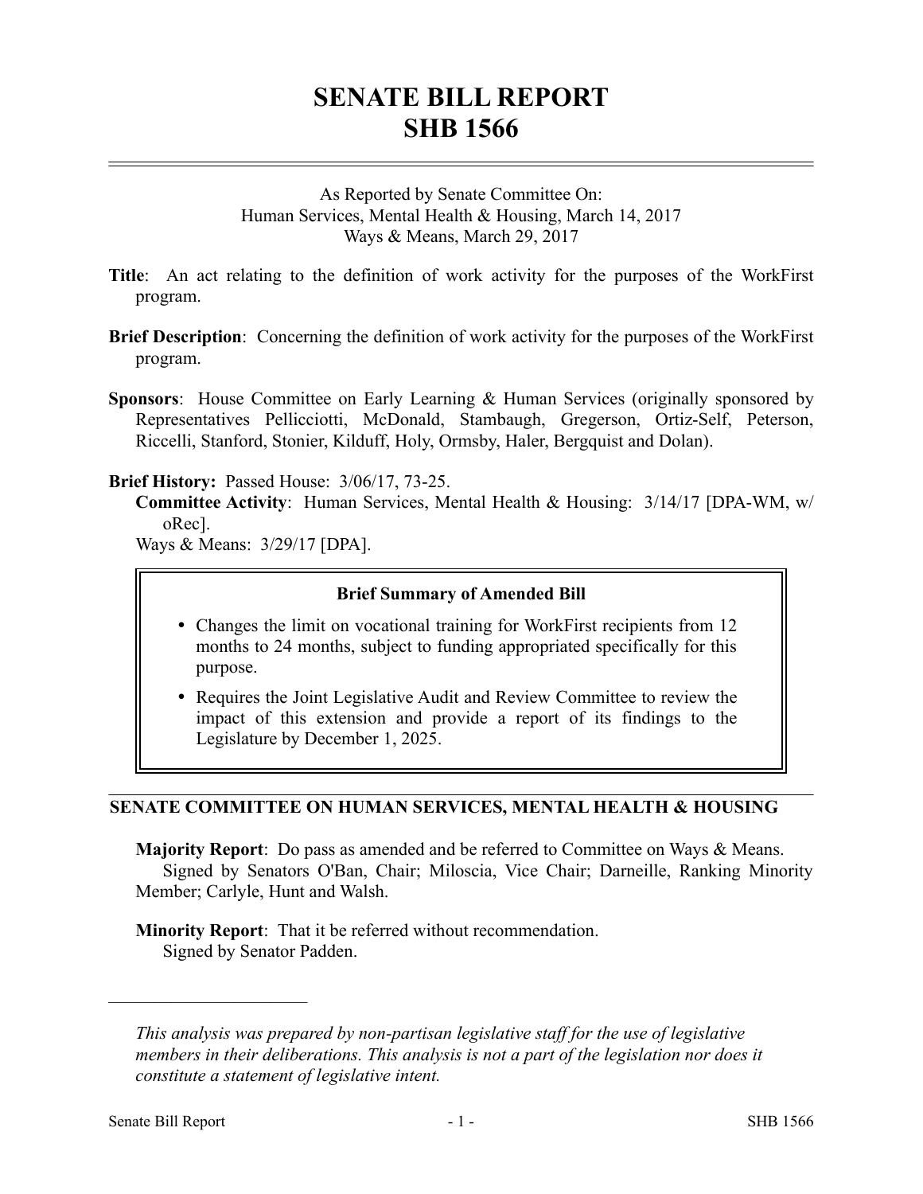# SENATE BILL REPORT
# SHB 1566

As Reported by Senate Committee On:
Human Services, Mental Health & Housing, March 14, 2017
Ways & Means, March 29, 2017

**Title**: An act relating to the definition of work activity for the purposes of the WorkFirst program.

**Brief Description**: Concerning the definition of work activity for the purposes of the WorkFirst program.

**Sponsors**: House Committee on Early Learning & Human Services (originally sponsored by Representatives Pellicciotti, McDonald, Stambaugh, Gregerson, Ortiz-Self, Peterson, Riccelli, Stanford, Stonier, Kilduff, Holy, Ormsby, Haler, Bergquist and Dolan).

**Brief History:** Passed House: 3/06/17, 73-25.
**Committee Activity**: Human Services, Mental Health & Housing: 3/14/17 [DPA-WM, w/oRec].
Ways & Means: 3/29/17 [DPA].

**Brief Summary of Amended Bill**

- Changes the limit on vocational training for WorkFirst recipients from 12 months to 24 months, subject to funding appropriated specifically for this purpose.
- Requires the Joint Legislative Audit and Review Committee to review the impact of this extension and provide a report of its findings to the Legislature by December 1, 2025.

## SENATE COMMITTEE ON HUMAN SERVICES, MENTAL HEALTH & HOUSING

**Majority Report**: Do pass as amended and be referred to Committee on Ways & Means.
Signed by Senators O'Ban, Chair; Miloscia, Vice Chair; Darneille, Ranking Minority Member; Carlyle, Hunt and Walsh.

**Minority Report**: That it be referred without recommendation.
Signed by Senator Padden.

---

*This analysis was prepared by non-partisan legislative staff for the use of legislative members in their deliberations. This analysis is not a part of the legislation nor does it constitute a statement of legislative intent.*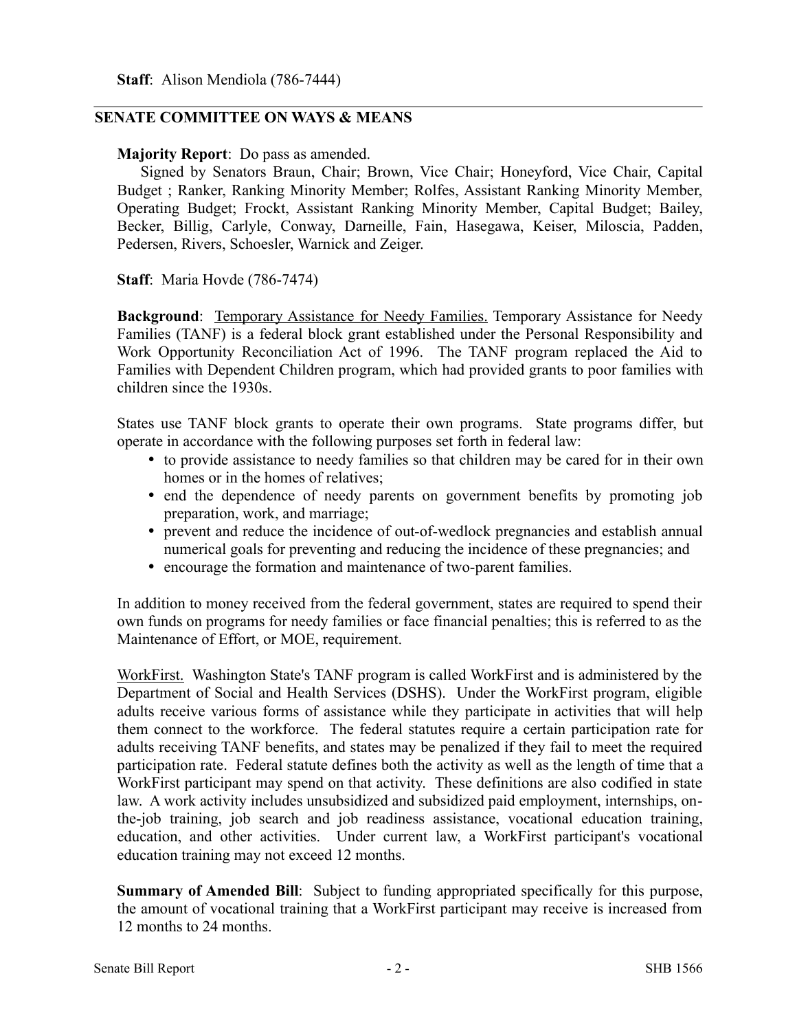**Staff**: Alison Mendiola (786-7444)

---

## SENATE COMMITTEE ON WAYS & MEANS

**Majority Report**: Do pass as amended.

Signed by Senators Braun, Chair; Brown, Vice Chair; Honeyford, Vice Chair, Capital Budget ; Ranker, Ranking Minority Member; Rolfes, Assistant Ranking Minority Member, Operating Budget; Frockt, Assistant Ranking Minority Member, Capital Budget; Bailey, Becker, Billig, Carlyle, Conway, Darneille, Fain, Hasegawa, Keiser, Miloscia, Padden, Pedersen, Rivers, Schoesler, Warnick and Zeiger.

**Staff**: Maria Hovde (786-7474)

**Background**: Temporary Assistance for Needy Families. Temporary Assistance for Needy Families (TANF) is a federal block grant established under the Personal Responsibility and Work Opportunity Reconciliation Act of 1996. The TANF program replaced the Aid to Families with Dependent Children program, which had provided grants to poor families with children since the 1930s.

States use TANF block grants to operate their own programs. State programs differ, but operate in accordance with the following purposes set forth in federal law:

- to provide assistance to needy families so that children may be cared for in their own homes or in the homes of relatives;
- end the dependence of needy parents on government benefits by promoting job preparation, work, and marriage;
- prevent and reduce the incidence of out-of-wedlock pregnancies and establish annual numerical goals for preventing and reducing the incidence of these pregnancies; and
- encourage the formation and maintenance of two-parent families.

In addition to money received from the federal government, states are required to spend their own funds on programs for needy families or face financial penalties; this is referred to as the Maintenance of Effort, or MOE, requirement.

WorkFirst. Washington State's TANF program is called WorkFirst and is administered by the Department of Social and Health Services (DSHS). Under the WorkFirst program, eligible adults receive various forms of assistance while they participate in activities that will help them connect to the workforce. The federal statutes require a certain participation rate for adults receiving TANF benefits, and states may be penalized if they fail to meet the required participation rate. Federal statute defines both the activity as well as the length of time that a WorkFirst participant may spend on that activity. These definitions are also codified in state law. A work activity includes unsubsidized and subsidized paid employment, internships, on-the-job training, job search and job readiness assistance, vocational education training, education, and other activities. Under current law, a WorkFirst participant's vocational education training may not exceed 12 months.

**Summary of Amended Bill**: Subject to funding appropriated specifically for this purpose, the amount of vocational training that a WorkFirst participant may receive is increased from 12 months to 24 months.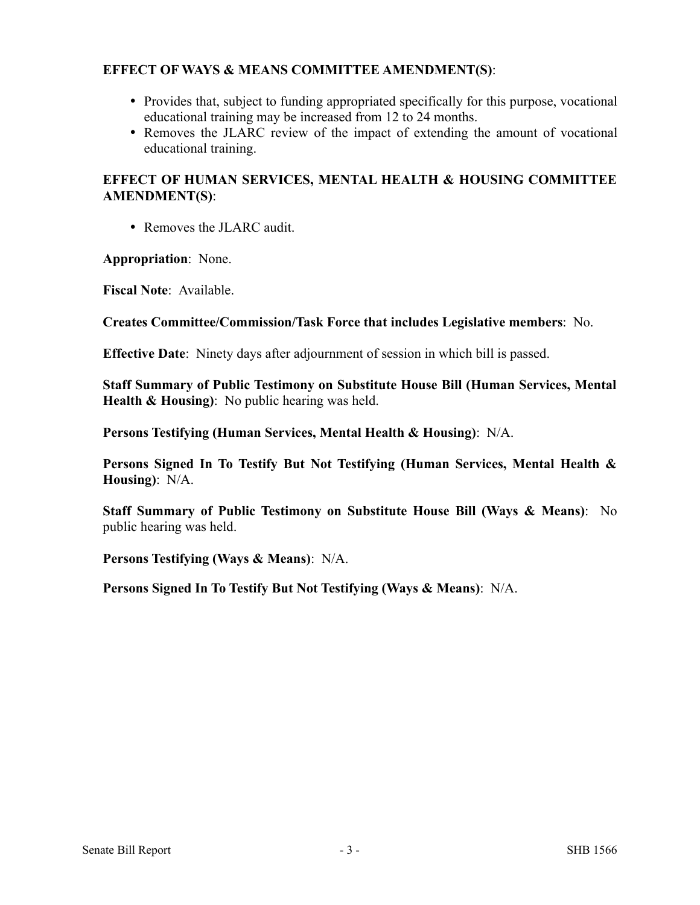**EFFECT OF WAYS & MEANS COMMITTEE AMENDMENT(S)**:

- Provides that, subject to funding appropriated specifically for this purpose, vocational educational training may be increased from 12 to 24 months.
- Removes the JLARC review of the impact of extending the amount of vocational educational training.

**EFFECT OF HUMAN SERVICES, MENTAL HEALTH & HOUSING COMMITTEE AMENDMENT(S)**:

- Removes the JLARC audit.

**Appropriation**: None.

**Fiscal Note**: Available.

**Creates Committee/Commission/Task Force that includes Legislative members**: No.

**Effective Date**: Ninety days after adjournment of session in which bill is passed.

**Staff Summary of Public Testimony on Substitute House Bill (Human Services, Mental Health & Housing)**: No public hearing was held.

**Persons Testifying (Human Services, Mental Health & Housing)**: N/A.

**Persons Signed In To Testify But Not Testifying (Human Services, Mental Health & Housing)**: N/A.

**Staff Summary of Public Testimony on Substitute House Bill (Ways & Means)**: No public hearing was held.

**Persons Testifying (Ways & Means)**: N/A.

**Persons Signed In To Testify But Not Testifying (Ways & Means)**: N/A.